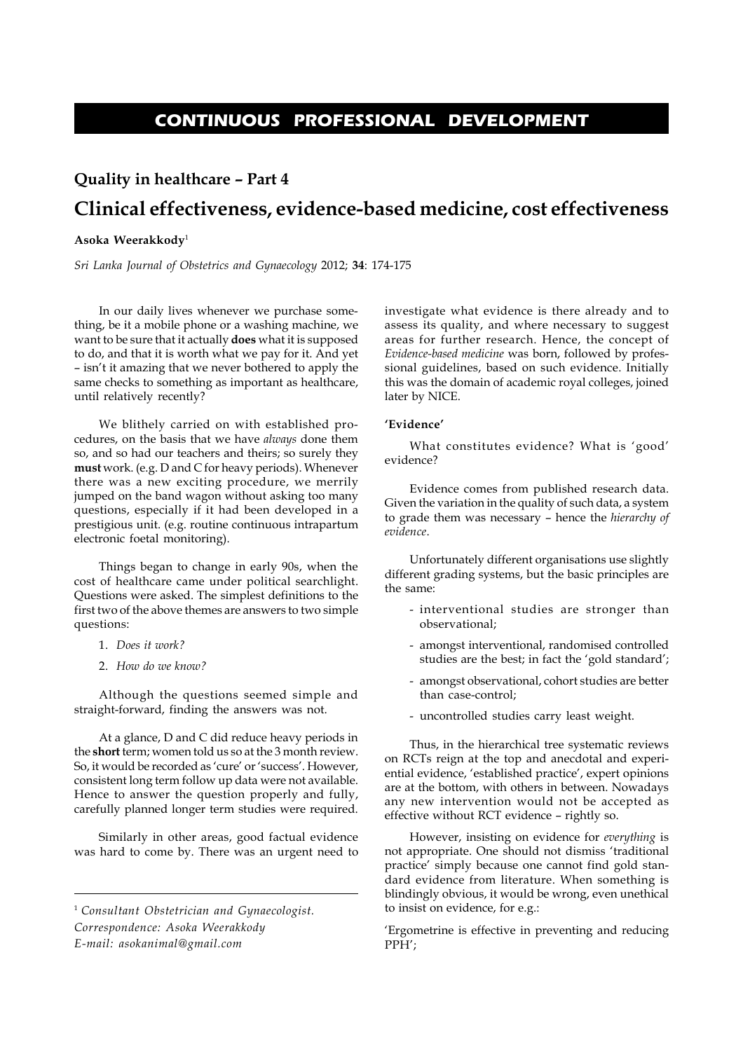# CONTINUOUS PROFESSIONAL DEVELOPMENT

## Quality in healthcare – Part 4

# Clinical effectiveness, evidence-based medicine, cost effectiveness

**Asoka Weerakkody**[1]

*Sri Lanka Journal of Obstetrics and Gynaecology* 2012; **34**: 174-175

In our daily lives whenever we purchase something, be it a mobile phone or a washing machine, we want to be sure that it actually **does** what it is supposed to do, and that it is worth what we pay for it. And yet – isn't it amazing that we never bothered to apply the same checks to something as important as healthcare, until relatively recently?

We blithely carried on with established procedures, on the basis that we have *always* done them so, and so had our teachers and theirs; so surely they **must** work. (e.g. D and C for heavy periods). Whenever there was a new exciting procedure, we merrily jumped on the band wagon without asking too many questions, especially if it had been developed in a prestigious unit. (e.g. routine continuous intrapartum electronic foetal monitoring).

Things began to change in early 90s, when the cost of healthcare came under political searchlight. Questions were asked. The simplest definitions to the first two of the above themes are answers to two simple questions:

1. *Does it work?*
2. *How do we know?*

Although the questions seemed simple and straight-forward, finding the answers was not.

At a glance, D and C did reduce heavy periods in the **short** term; women told us so at the 3 month review. So, it would be recorded as 'cure' or 'success'. However, consistent long term follow up data were not available. Hence to answer the question properly and fully, carefully planned longer term studies were required.

Similarly in other areas, good factual evidence was hard to come by. There was an urgent need to investigate what evidence is there already and to assess its quality, and where necessary to suggest areas for further research. Hence, the concept of *Evidence-based medicine* was born, followed by professional guidelines, based on such evidence. Initially this was the domain of academic royal colleges, joined later by NICE.

**'Evidence'**

What constitutes evidence? What is 'good' evidence?

Evidence comes from published research data. Given the variation in the quality of such data, a system to grade them was necessary – hence the *hierarchy of evidence*.

Unfortunately different organisations use slightly different grading systems, but the basic principles are the same:

- interventional studies are stronger than observational;
- amongst interventional, randomised controlled studies are the best; in fact the 'gold standard';
- amongst observational, cohort studies are better than case-control;
- uncontrolled studies carry least weight.

Thus, in the hierarchical tree systematic reviews on RCTs reign at the top and anecdotal and experiential evidence, 'established practice', expert opinions are at the bottom, with others in between. Nowadays any new intervention would not be accepted as effective without RCT evidence – rightly so.

However, insisting on evidence for *everything* is not appropriate. One should not dismiss 'traditional practice' simply because one cannot find gold standard evidence from literature. When something is blindingly obvious, it would be wrong, even unethical to insist on evidence, for e.g.:

'Ergometrine is effective in preventing and reducing PPH';

---

[1] *Consultant Obstetrician and Gynaecologist.*
*Correspondence: Asoka Weerakkody*
*E-mail: asokanimal@gmail.com*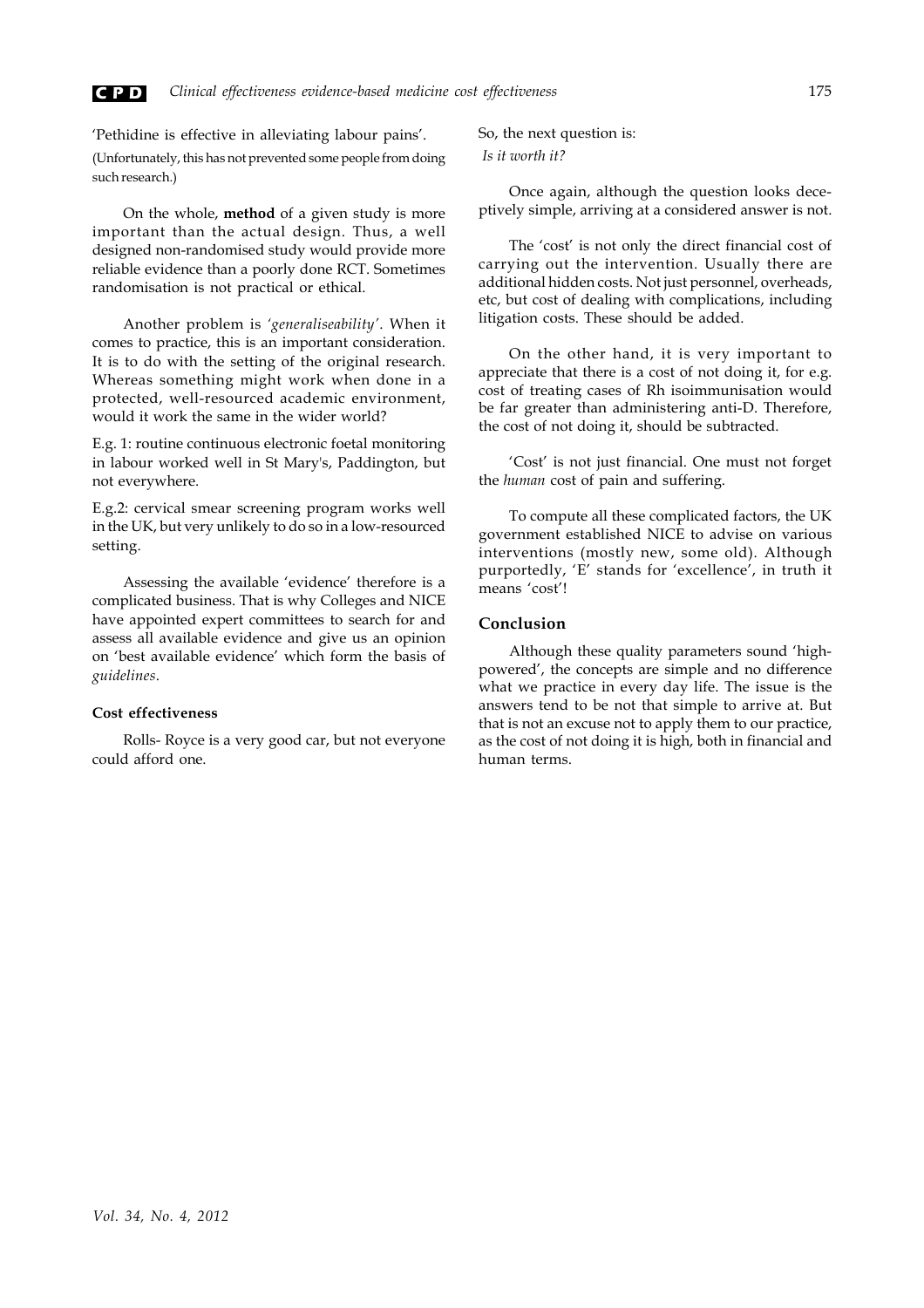'Pethidine is effective in alleviating labour pains'.

(Unfortunately, this has not prevented some people from doing such research.)

On the whole, **method** of a given study is more important than the actual design. Thus, a well designed non-randomised study would provide more reliable evidence than a poorly done RCT. Sometimes randomisation is not practical or ethical.

Another problem is '*generaliseability*'. When it comes to practice, this is an important consideration. It is to do with the setting of the original research. Whereas something might work when done in a protected, well-resourced academic environment, would it work the same in the wider world?

E.g. 1: routine continuous electronic foetal monitoring in labour worked well in St Mary's, Paddington, but not everywhere.

E.g.2: cervical smear screening program works well in the UK, but very unlikely to do so in a low-resourced setting.

Assessing the available 'evidence' therefore is a complicated business. That is why Colleges and NICE have appointed expert committees to search for and assess all available evidence and give us an opinion on 'best available evidence' which form the basis of *guidelines*.

#### Cost effectiveness

Rolls- Royce is a very good car, but not everyone could afford one.

So, the next question is:

*Is it worth it?*

Once again, although the question looks deceptively simple, arriving at a considered answer is not.

The 'cost' is not only the direct financial cost of carrying out the intervention. Usually there are additional hidden costs. Not just personnel, overheads, etc, but cost of dealing with complications, including litigation costs. These should be added.

On the other hand, it is very important to appreciate that there is a cost of not doing it, for e.g. cost of treating cases of Rh isoimmunisation would be far greater than administering anti-D. Therefore, the cost of not doing it, should be subtracted.

'Cost' is not just financial. One must not forget the *human* cost of pain and suffering.

To compute all these complicated factors, the UK government established NICE to advise on various interventions (mostly new, some old). Although purportedly, 'E' stands for 'excellence', in truth it means 'cost'!

### Conclusion

Although these quality parameters sound 'high-powered', the concepts are simple and no difference what we practice in every day life. The issue is the answers tend to be not that simple to arrive at. But that is not an excuse not to apply them to our practice, as the cost of not doing it is high, both in financial and human terms.